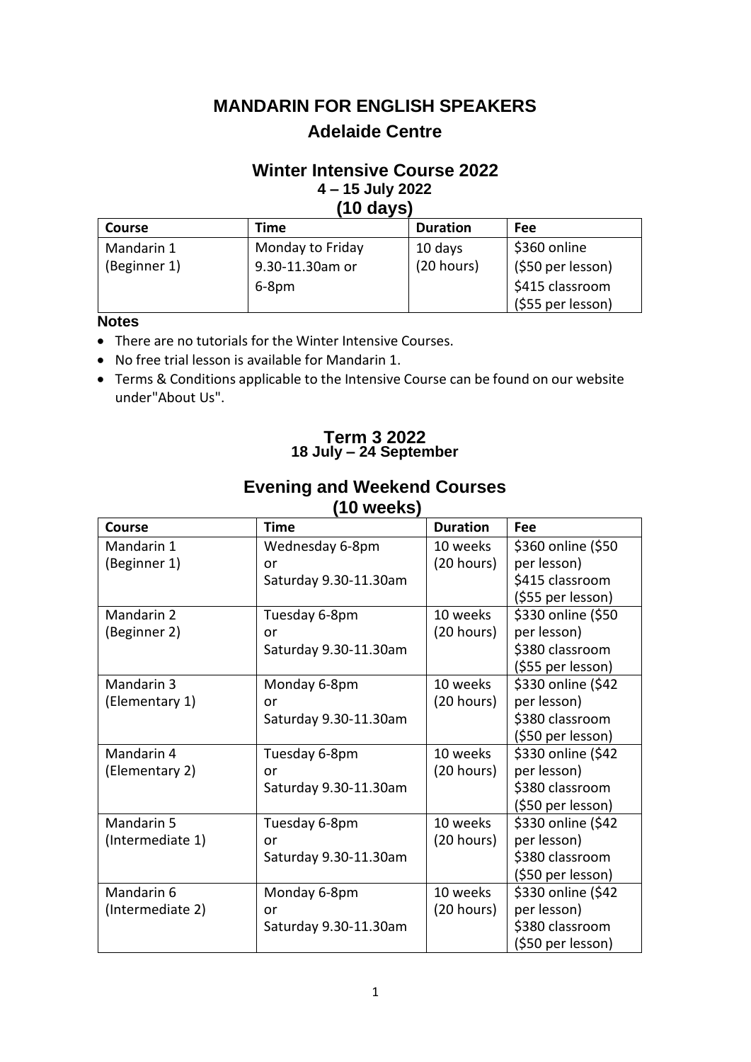# MANDARIN FOR ENGLISH SPEAKERS

## Adelaide Centre

### Winter Intensive Course 2022

**4 – 15 July 2022**

**(10 days)**

| Course | Time | Duration | Fee |
|---|---|---|---|
| Mandarin 1 (Beginner 1) | Monday to Friday 9.30-11.30am or 6-8pm | 10 days (20 hours) | $360 online ($50 per lesson) $415 classroom ($55 per lesson) |

**Notes**

- There are no tutorials for the Winter Intensive Courses.
- No free trial lesson is available for Mandarin 1.
- Terms & Conditions applicable to the Intensive Course can be found on our website under"About Us".

### Term 3 2022

**18 July – 24 September**

### Evening and Weekend Courses

**(10 weeks)**

| Course | Time | Duration | Fee |
|---|---|---|---|
| Mandarin 1 (Beginner 1) | Wednesday 6-8pm or Saturday 9.30-11.30am | 10 weeks (20 hours) | $360 online ($50 per lesson) $415 classroom ($55 per lesson) |
| Mandarin 2 (Beginner 2) | Tuesday 6-8pm or Saturday 9.30-11.30am | 10 weeks (20 hours) | $330 online ($50 per lesson) $380 classroom ($55 per lesson) |
| Mandarin 3 (Elementary 1) | Monday 6-8pm or Saturday 9.30-11.30am | 10 weeks (20 hours) | $330 online ($42 per lesson) $380 classroom ($50 per lesson) |
| Mandarin 4 (Elementary 2) | Tuesday 6-8pm or Saturday 9.30-11.30am | 10 weeks (20 hours) | $330 online ($42 per lesson) $380 classroom ($50 per lesson) |
| Mandarin 5 (Intermediate 1) | Tuesday 6-8pm or Saturday 9.30-11.30am | 10 weeks (20 hours) | $330 online ($42 per lesson) $380 classroom ($50 per lesson) |
| Mandarin 6 (Intermediate 2) | Monday 6-8pm or Saturday 9.30-11.30am | 10 weeks (20 hours) | $330 online ($42 per lesson) $380 classroom ($50 per lesson) |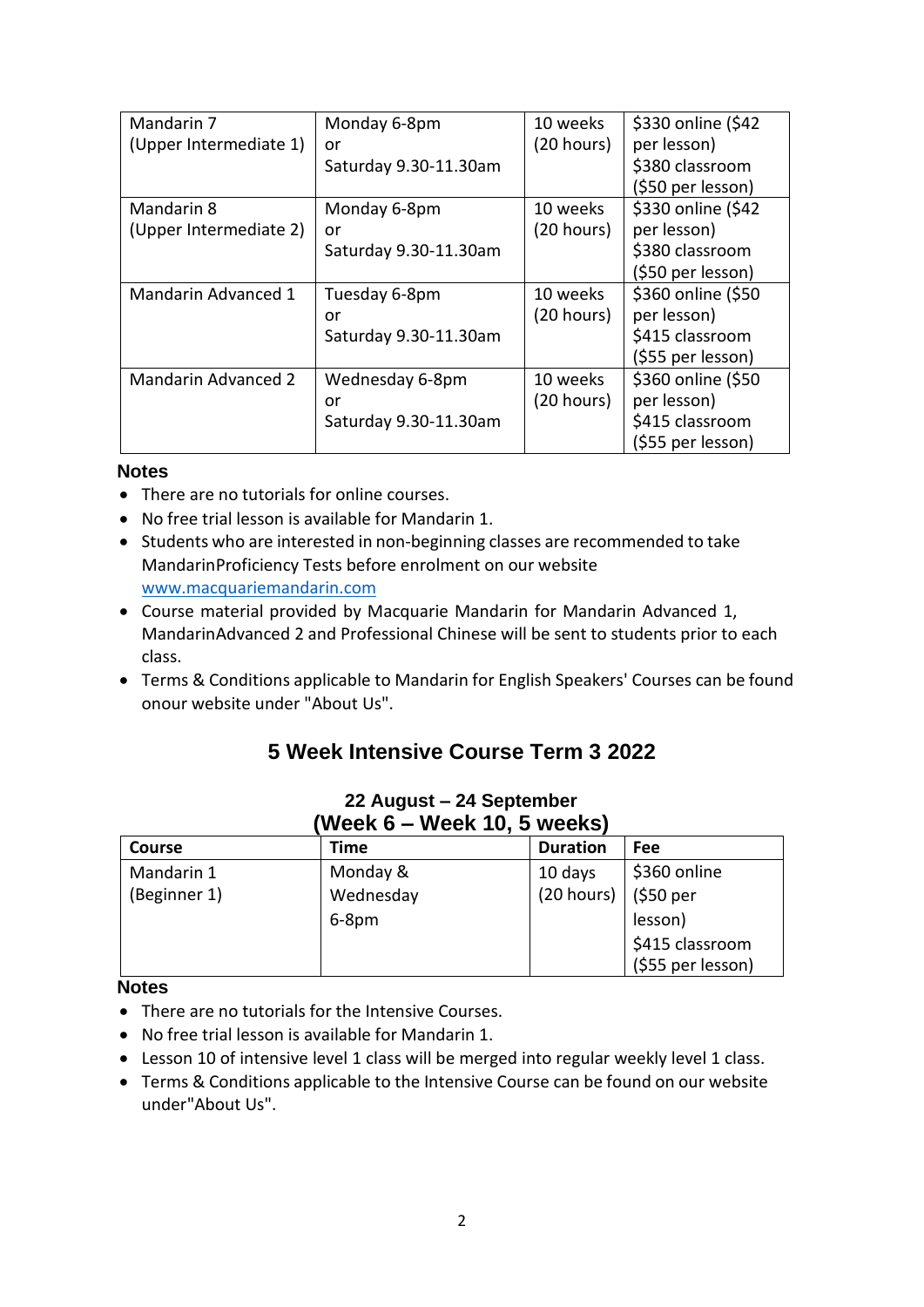| | | | |
|---|---|---|---|
| Mandarin 7 (Upper Intermediate 1) | Monday 6-8pm or Saturday 9.30-11.30am | 10 weeks (20 hours) | $330 online ($42 per lesson) $380 classroom ($50 per lesson) |
| Mandarin 8 (Upper Intermediate 2) | Monday 6-8pm or Saturday 9.30-11.30am | 10 weeks (20 hours) | $330 online ($42 per lesson) $380 classroom ($50 per lesson) |
| Mandarin Advanced 1 | Tuesday 6-8pm or Saturday 9.30-11.30am | 10 weeks (20 hours) | $360 online ($50 per lesson) $415 classroom ($55 per lesson) |
| Mandarin Advanced 2 | Wednesday 6-8pm or Saturday 9.30-11.30am | 10 weeks (20 hours) | $360 online ($50 per lesson) $415 classroom ($55 per lesson) |

**Notes**

- There are no tutorials for online courses.
- No free trial lesson is available for Mandarin 1.
- Students who are interested in non-beginning classes are recommended to take MandarinProficiency Tests before enrolment on our website www.macquariemandarin.com
- Course material provided by Macquarie Mandarin for Mandarin Advanced 1, MandarinAdvanced 2 and Professional Chinese will be sent to students prior to each class.
- Terms & Conditions applicable to Mandarin for English Speakers' Courses can be found onour website under "About Us".

## 5 Week Intensive Course Term 3 2022

### 22 August – 24 September (Week 6 – Week 10, 5 weeks)

| Course | Time | Duration | Fee |
|---|---|---|---|
| Mandarin 1 (Beginner 1) | Monday & Wednesday 6-8pm | 10 days (20 hours) | $360 online ($50 per lesson) $415 classroom ($55 per lesson) |

**Notes**

- There are no tutorials for the Intensive Courses.
- No free trial lesson is available for Mandarin 1.
- Lesson 10 of intensive level 1 class will be merged into regular weekly level 1 class.
- Terms & Conditions applicable to the Intensive Course can be found on our website under"About Us".